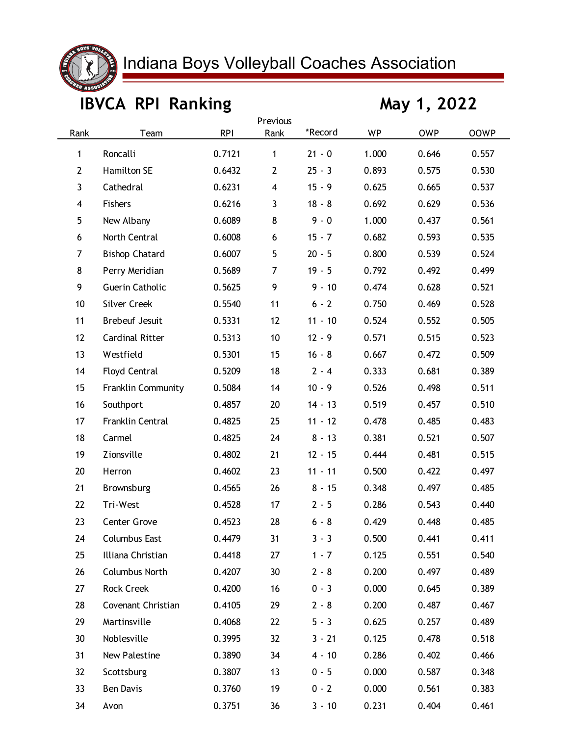# Indiana Boys Volleyball Coaches Association

## IBVCA RPI Ranking

**May 1, 2022**

| Rank | Team | RPI | Previous Rank | *Record | WP | OWP | OOWP |
|---|---|---|---|---|---|---|---|
| 1 | Roncalli | 0.7121 | 1 | 21 - 0 | 1.000 | 0.646 | 0.557 |
| 2 | Hamilton SE | 0.6432 | 2 | 25 - 3 | 0.893 | 0.575 | 0.530 |
| 3 | Cathedral | 0.6231 | 4 | 15 - 9 | 0.625 | 0.665 | 0.537 |
| 4 | Fishers | 0.6216 | 3 | 18 - 8 | 0.692 | 0.629 | 0.536 |
| 5 | New Albany | 0.6089 | 8 | 9 - 0 | 1.000 | 0.437 | 0.561 |
| 6 | North Central | 0.6008 | 6 | 15 - 7 | 0.682 | 0.593 | 0.535 |
| 7 | Bishop Chatard | 0.6007 | 5 | 20 - 5 | 0.800 | 0.539 | 0.524 |
| 8 | Perry Meridian | 0.5689 | 7 | 19 - 5 | 0.792 | 0.492 | 0.499 |
| 9 | Guerin Catholic | 0.5625 | 9 | 9 - 10 | 0.474 | 0.628 | 0.521 |
| 10 | Silver Creek | 0.5540 | 11 | 6 - 2 | 0.750 | 0.469 | 0.528 |
| 11 | Brebeuf Jesuit | 0.5331 | 12 | 11 - 10 | 0.524 | 0.552 | 0.505 |
| 12 | Cardinal Ritter | 0.5313 | 10 | 12 - 9 | 0.571 | 0.515 | 0.523 |
| 13 | Westfield | 0.5301 | 15 | 16 - 8 | 0.667 | 0.472 | 0.509 |
| 14 | Floyd Central | 0.5209 | 18 | 2 - 4 | 0.333 | 0.681 | 0.389 |
| 15 | Franklin Community | 0.5084 | 14 | 10 - 9 | 0.526 | 0.498 | 0.511 |
| 16 | Southport | 0.4857 | 20 | 14 - 13 | 0.519 | 0.457 | 0.510 |
| 17 | Franklin Central | 0.4825 | 25 | 11 - 12 | 0.478 | 0.485 | 0.483 |
| 18 | Carmel | 0.4825 | 24 | 8 - 13 | 0.381 | 0.521 | 0.507 |
| 19 | Zionsville | 0.4802 | 21 | 12 - 15 | 0.444 | 0.481 | 0.515 |
| 20 | Herron | 0.4602 | 23 | 11 - 11 | 0.500 | 0.422 | 0.497 |
| 21 | Brownsburg | 0.4565 | 26 | 8 - 15 | 0.348 | 0.497 | 0.485 |
| 22 | Tri-West | 0.4528 | 17 | 2 - 5 | 0.286 | 0.543 | 0.440 |
| 23 | Center Grove | 0.4523 | 28 | 6 - 8 | 0.429 | 0.448 | 0.485 |
| 24 | Columbus East | 0.4479 | 31 | 3 - 3 | 0.500 | 0.441 | 0.411 |
| 25 | Illiana Christian | 0.4418 | 27 | 1 - 7 | 0.125 | 0.551 | 0.540 |
| 26 | Columbus North | 0.4207 | 30 | 2 - 8 | 0.200 | 0.497 | 0.489 |
| 27 | Rock Creek | 0.4200 | 16 | 0 - 3 | 0.000 | 0.645 | 0.389 |
| 28 | Covenant Christian | 0.4105 | 29 | 2 - 8 | 0.200 | 0.487 | 0.467 |
| 29 | Martinsville | 0.4068 | 22 | 5 - 3 | 0.625 | 0.257 | 0.489 |
| 30 | Noblesville | 0.3995 | 32 | 3 - 21 | 0.125 | 0.478 | 0.518 |
| 31 | New Palestine | 0.3890 | 34 | 4 - 10 | 0.286 | 0.402 | 0.466 |
| 32 | Scottsburg | 0.3807 | 13 | 0 - 5 | 0.000 | 0.587 | 0.348 |
| 33 | Ben Davis | 0.3760 | 19 | 0 - 2 | 0.000 | 0.561 | 0.383 |
| 34 | Avon | 0.3751 | 36 | 3 - 10 | 0.231 | 0.404 | 0.461 |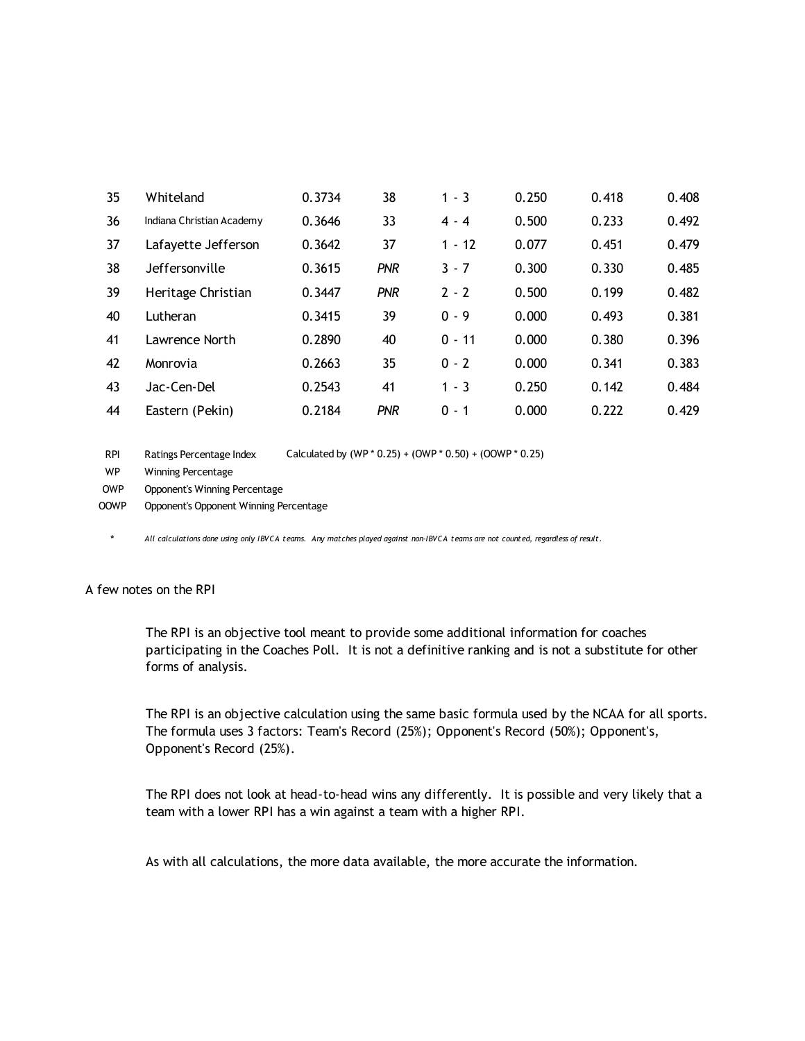| | | | | | | | |
|---|---|---|---|---|---|---|---|
| 35 | Whiteland | 0.3734 | 38 | 1 - 3 | 0.250 | 0.418 | 0.408 |
| 36 | Indiana Christian Academy | 0.3646 | 33 | 4 - 4 | 0.500 | 0.233 | 0.492 |
| 37 | Lafayette Jefferson | 0.3642 | 37 | 1 - 12 | 0.077 | 0.451 | 0.479 |
| 38 | Jeffersonville | 0.3615 | *PNR* | 3 - 7 | 0.300 | 0.330 | 0.485 |
| 39 | Heritage Christian | 0.3447 | *PNR* | 2 - 2 | 0.500 | 0.199 | 0.482 |
| 40 | Lutheran | 0.3415 | 39 | 0 - 9 | 0.000 | 0.493 | 0.381 |
| 41 | Lawrence North | 0.2890 | 40 | 0 - 11 | 0.000 | 0.380 | 0.396 |
| 42 | Monrovia | 0.2663 | 35 | 0 - 2 | 0.000 | 0.341 | 0.383 |
| 43 | Jac-Cen-Del | 0.2543 | 41 | 1 - 3 | 0.250 | 0.142 | 0.484 |
| 44 | Eastern (Pekin) | 0.2184 | *PNR* | 0 - 1 | 0.000 | 0.222 | 0.429 |

RPI — Ratings Percentage Index — Calculated by (WP * 0.25) + (OWP * 0.50) + (OOWP * 0.25)

WP — Winning Percentage

OWP — Opponent's Winning Percentage

OOWP — Opponent's Opponent Winning Percentage

\* *All calculations done using only IBVCA teams. Any matches played against non-IBVCA teams are not counted, regardless of result.*

A few notes on the RPI

The RPI is an objective tool meant to provide some additional information for coaches participating in the Coaches Poll. It is not a definitive ranking and is not a substitute for other forms of analysis.

The RPI is an objective calculation using the same basic formula used by the NCAA for all sports. The formula uses 3 factors: Team's Record (25%); Opponent's Record (50%); Opponent's, Opponent's Record (25%).

The RPI does not look at head-to-head wins any differently. It is possible and very likely that a team with a lower RPI has a win against a team with a higher RPI.

As with all calculations, the more data available, the more accurate the information.